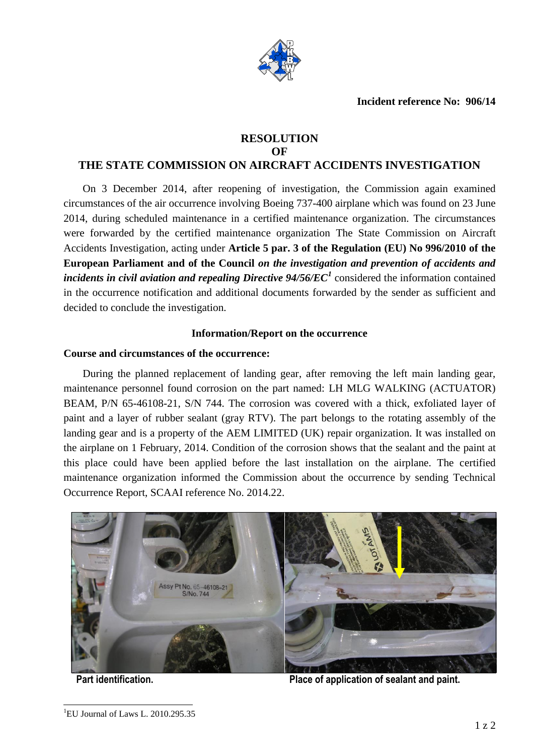**Incident reference No: 906/14**

# RESOLUTION OF THE STATE COMMISSION ON AIRCRAFT ACCIDENTS INVESTIGATION

On 3 December 2014, after reopening of investigation, the Commission again examined circumstances of the air occurrence involving Boeing 737-400 airplane which was found on 23 June 2014, during scheduled maintenance in a certified maintenance organization. The circumstances were forwarded by the certified maintenance organization The State Commission on Aircraft Accidents Investigation, acting under **Article 5 par. 3 of the Regulation (EU) No 996/2010 of the European Parliament and of the Council** ***on the investigation and prevention of accidents and incidents in civil aviation and repealing Directive 94/56/EC***[1] considered the information contained in the occurrence notification and additional documents forwarded by the sender as sufficient and decided to conclude the investigation.

### Information/Report on the occurrence

**Course and circumstances of the occurrence:**

During the planned replacement of landing gear, after removing the left main landing gear, maintenance personnel found corrosion on the part named: LH MLG WALKING (ACTUATOR) BEAM, P/N 65-46108-21, S/N 744. The corrosion was covered with a thick, exfoliated layer of paint and a layer of rubber sealant (gray RTV). The part belongs to the rotating assembly of the landing gear and is a property of the AEM LIMITED (UK) repair organization. It was installed on the airplane on 1 February, 2014. Condition of the corrosion shows that the sealant and the paint at this place could have been applied before the last installation on the airplane. The certified maintenance organization informed the Commission about the occurrence by sending Technical Occurrence Report, SCAAI reference No. 2014.22.

**Part identification.** **Place of application of sealant and paint.**

[1] EU Journal of Laws L. 2010.295.35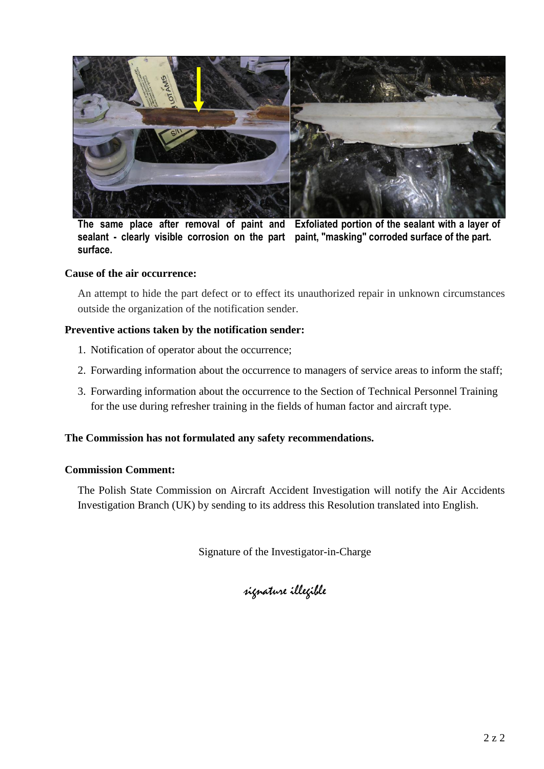The same place after removal of paint and sealant - clearly visible corrosion on the part surface.

Exfoliated portion of the sealant with a layer of paint, "masking" corroded surface of the part.

**Cause of the air occurrence:**

An attempt to hide the part defect or to effect its unauthorized repair in unknown circumstances outside the organization of the notification sender.

**Preventive actions taken by the notification sender:**

1. Notification of operator about the occurrence;
2. Forwarding information about the occurrence to managers of service areas to inform the staff;
3. Forwarding information about the occurrence to the Section of Technical Personnel Training for the use during refresher training in the fields of human factor and aircraft type.

**The Commission has not formulated any safety recommendations.**

**Commission Comment:**

The Polish State Commission on Aircraft Accident Investigation will notify the Air Accidents Investigation Branch (UK) by sending to its address this Resolution translated into English.

Signature of the Investigator-in-Charge

*signature illegible*